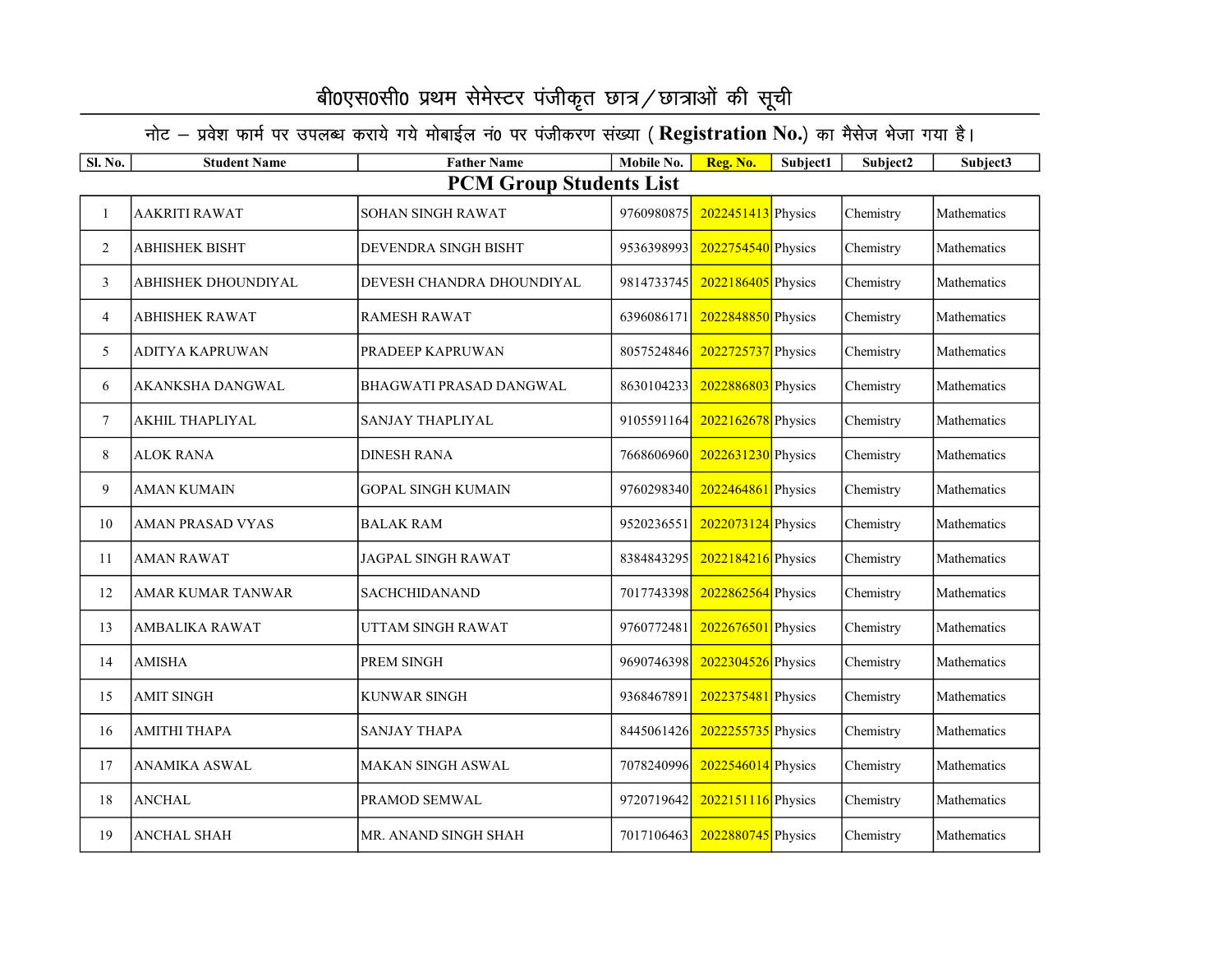# बी0एस0सी0 प्रथम सेमेस्टर पंजीकृत छात्र/छात्राओं की सूची

नोट – प्रवेश फार्म पर उपलब्ध कराये गये मोबाईल नं0 पर पंजीकरण संख्या ( **Registration No.**) का मैसेज भेजा गया है।

| Sl. No. | Student Name | Father Name | Mobile No. | Reg. No. | Subject1 | Subject2 | Subject3 |
|---|---|---|---|---|---|---|---|
| **PCM Group Students List** | | | | | | | |
| 1 | AAKRITI RAWAT | SOHAN SINGH RAWAT | 9760980875 | 2022451413 | Physics | Chemistry | Mathematics |
| 2 | ABHISHEK BISHT | DEVENDRA SINGH BISHT | 9536398993 | 2022754540 | Physics | Chemistry | Mathematics |
| 3 | ABHISHEK DHOUNDIYAL | DEVESH CHANDRA DHOUNDIYAL | 9814733745 | 2022186405 | Physics | Chemistry | Mathematics |
| 4 | ABHISHEK RAWAT | RAMESH RAWAT | 6396086171 | 2022848850 | Physics | Chemistry | Mathematics |
| 5 | ADITYA KAPRUWAN | PRADEEP KAPRUWAN | 8057524846 | 2022725737 | Physics | Chemistry | Mathematics |
| 6 | AKANKSHA DANGWAL | BHAGWATI PRASAD DANGWAL | 8630104233 | 2022886803 | Physics | Chemistry | Mathematics |
| 7 | AKHIL THAPLIYAL | SANJAY THAPLIYAL | 9105591164 | 2022162678 | Physics | Chemistry | Mathematics |
| 8 | ALOK RANA | DINESH RANA | 7668606960 | 2022631230 | Physics | Chemistry | Mathematics |
| 9 | AMAN KUMAIN | GOPAL SINGH KUMAIN | 9760298340 | 2022464861 | Physics | Chemistry | Mathematics |
| 10 | AMAN PRASAD VYAS | BALAK RAM | 9520236551 | 2022073124 | Physics | Chemistry | Mathematics |
| 11 | AMAN RAWAT | JAGPAL SINGH RAWAT | 8384843295 | 2022184216 | Physics | Chemistry | Mathematics |
| 12 | AMAR KUMAR TANWAR | SACHCHIDANAND | 7017743398 | 2022862564 | Physics | Chemistry | Mathematics |
| 13 | AMBALIKA RAWAT | UTTAM SINGH RAWAT | 9760772481 | 2022676501 | Physics | Chemistry | Mathematics |
| 14 | AMISHA | PREM SINGH | 9690746398 | 2022304526 | Physics | Chemistry | Mathematics |
| 15 | AMIT SINGH | KUNWAR SINGH | 9368467891 | 2022375481 | Physics | Chemistry | Mathematics |
| 16 | AMITHI THAPA | SANJAY THAPA | 8445061426 | 2022255735 | Physics | Chemistry | Mathematics |
| 17 | ANAMIKA ASWAL | MAKAN SINGH ASWAL | 7078240996 | 2022546014 | Physics | Chemistry | Mathematics |
| 18 | ANCHAL | PRAMOD SEMWAL | 9720719642 | 2022151116 | Physics | Chemistry | Mathematics |
| 19 | ANCHAL SHAH | MR. ANAND SINGH SHAH | 7017106463 | 2022880745 | Physics | Chemistry | Mathematics |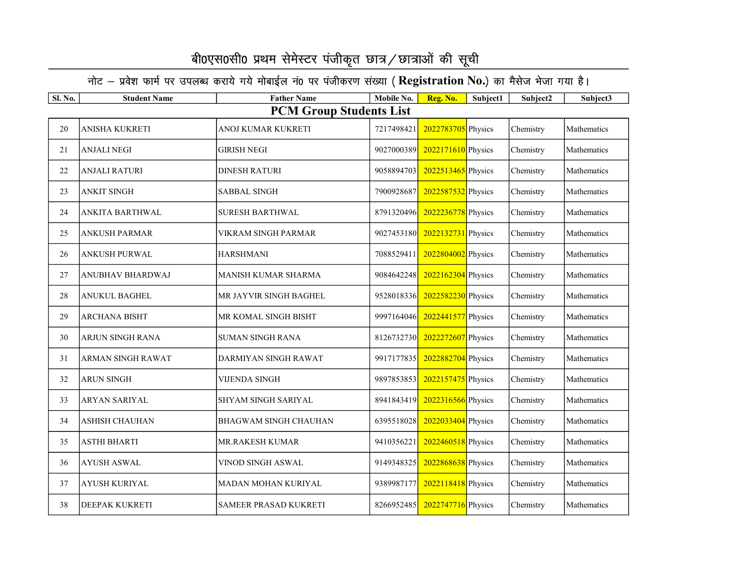# बी0एस0सी0 प्रथम सेमेस्टर पंजीकृत छात्र/छात्राओं की सूची

नोट – प्रवेश फार्म पर उपलब्ध कराये गये मोबाईल नं0 पर पंजीकरण संख्या ( **Registration No.**) का मैसेज भेजा गया है।

| Sl. No. | Student Name | Father Name | Mobile No. | Reg. No. | Subject1 | Subject2 | Subject3 |
|---|---|---|---|---|---|---|---|
| **PCM Group Students List** | | | | | | | |
| 20 | ANISHA KUKRETI | ANOJ KUMAR KUKRETI | 7217498421 | 2022783705 | Physics | Chemistry | Mathematics |
| 21 | ANJALI NEGI | GIRISH NEGI | 9027000389 | 2022171610 | Physics | Chemistry | Mathematics |
| 22 | ANJALI RATURI | DINESH RATURI | 9058894703 | 2022513465 | Physics | Chemistry | Mathematics |
| 23 | ANKIT SINGH | SABBAL SINGH | 7900928687 | 2022587532 | Physics | Chemistry | Mathematics |
| 24 | ANKITA BARTHWAL | SURESH BARTHWAL | 8791320496 | 2022236778 | Physics | Chemistry | Mathematics |
| 25 | ANKUSH PARMAR | VIKRAM SINGH PARMAR | 9027453180 | 2022132731 | Physics | Chemistry | Mathematics |
| 26 | ANKUSH PURWAL | HARSHMANI | 7088529411 | 2022804002 | Physics | Chemistry | Mathematics |
| 27 | ANUBHAV BHARDWAJ | MANISH KUMAR SHARMA | 9084642248 | 2022162304 | Physics | Chemistry | Mathematics |
| 28 | ANUKUL BAGHEL | MR JAYVIR SINGH BAGHEL | 9528018336 | 2022582230 | Physics | Chemistry | Mathematics |
| 29 | ARCHANA BISHT | MR KOMAL SINGH BISHT | 9997164046 | 2022441577 | Physics | Chemistry | Mathematics |
| 30 | ARJUN SINGH RANA | SUMAN SINGH RANA | 8126732730 | 2022272607 | Physics | Chemistry | Mathematics |
| 31 | ARMAN SINGH RAWAT | DARMIYAN SINGH RAWAT | 9917177835 | 2022882704 | Physics | Chemistry | Mathematics |
| 32 | ARUN SINGH | VIJENDA SINGH | 9897853853 | 2022157475 | Physics | Chemistry | Mathematics |
| 33 | ARYAN SARIYAL | SHYAM SINGH SARIYAL | 8941843419 | 2022316566 | Physics | Chemistry | Mathematics |
| 34 | ASHISH CHAUHAN | BHAGWAM SINGH CHAUHAN | 6395518028 | 2022033404 | Physics | Chemistry | Mathematics |
| 35 | ASTHI BHARTI | MR.RAKESH KUMAR | 9410356221 | 2022460518 | Physics | Chemistry | Mathematics |
| 36 | AYUSH ASWAL | VINOD SINGH ASWAL | 9149348325 | 2022868638 | Physics | Chemistry | Mathematics |
| 37 | AYUSH KURIYAL | MADAN MOHAN KURIYAL | 9389987177 | 2022118418 | Physics | Chemistry | Mathematics |
| 38 | DEEPAK KUKRETI | SAMEER PRASAD KUKRETI | 8266952485 | 2022747716 | Physics | Chemistry | Mathematics |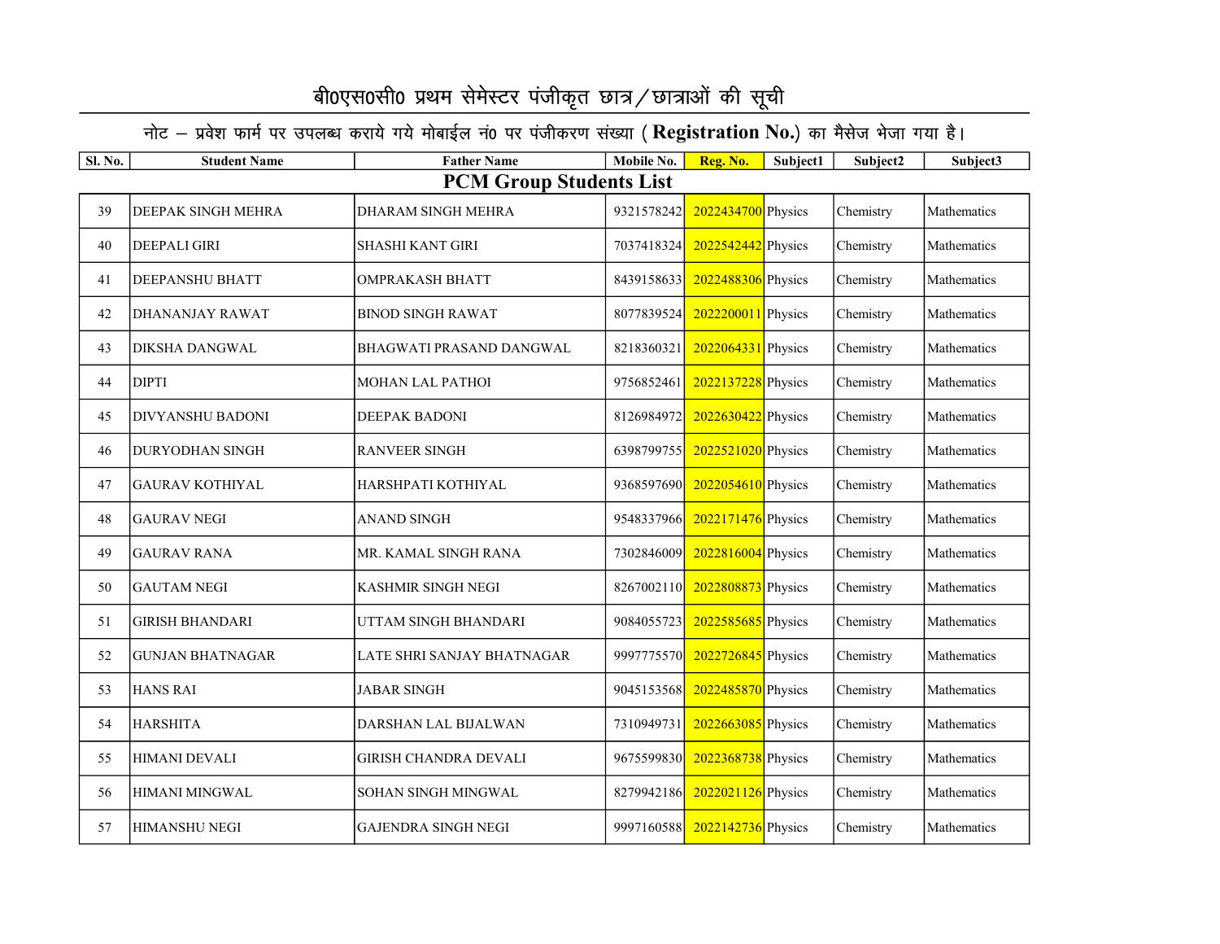# बी0एस0सी0 प्रथम सेमेस्टर पंजीकृत छात्र/छात्राओं की सूची

नोट – प्रवेश फार्म पर उपलब्ध कराये गये मोबाईल नं0 पर पंजीकरण संख्या ( **Registration No.**) का मैसेज भेजा गया है।

| Sl. No. | Student Name | Father Name | Mobile No. | Reg. No. | Subject1 | Subject2 | Subject3 |
|---|---|---|---|---|---|---|---|
| **PCM Group Students List** | | | | | | | |
| 39 | DEEPAK SINGH MEHRA | DHARAM SINGH MEHRA | 9321578242 | 2022434700 | Physics | Chemistry | Mathematics |
| 40 | DEEPALI GIRI | SHASHI KANT GIRI | 7037418324 | 2022542442 | Physics | Chemistry | Mathematics |
| 41 | DEEPANSHU BHATT | OMPRAKASH BHATT | 8439158633 | 2022488306 | Physics | Chemistry | Mathematics |
| 42 | DHANANJAY RAWAT | BINOD SINGH RAWAT | 8077839524 | 2022200011 | Physics | Chemistry | Mathematics |
| 43 | DIKSHA DANGWAL | BHAGWATI PRASAND DANGWAL | 8218360321 | 2022064331 | Physics | Chemistry | Mathematics |
| 44 | DIPTI | MOHAN LAL PATHOI | 9756852461 | 2022137228 | Physics | Chemistry | Mathematics |
| 45 | DIVYANSHU BADONI | DEEPAK BADONI | 8126984972 | 2022630422 | Physics | Chemistry | Mathematics |
| 46 | DURYODHAN SINGH | RANVEER SINGH | 6398799755 | 2022521020 | Physics | Chemistry | Mathematics |
| 47 | GAURAV KOTHIYAL | HARSHPATI KOTHIYAL | 9368597690 | 2022054610 | Physics | Chemistry | Mathematics |
| 48 | GAURAV NEGI | ANAND SINGH | 9548337966 | 2022171476 | Physics | Chemistry | Mathematics |
| 49 | GAURAV RANA | MR. KAMAL SINGH RANA | 7302846009 | 2022816004 | Physics | Chemistry | Mathematics |
| 50 | GAUTAM NEGI | KASHMIR SINGH NEGI | 8267002110 | 2022808873 | Physics | Chemistry | Mathematics |
| 51 | GIRISH BHANDARI | UTTAM SINGH BHANDARI | 9084055723 | 2022585685 | Physics | Chemistry | Mathematics |
| 52 | GUNJAN BHATNAGAR | LATE SHRI SANJAY BHATNAGAR | 9997775570 | 2022726845 | Physics | Chemistry | Mathematics |
| 53 | HANS RAI | JABAR SINGH | 9045153568 | 2022485870 | Physics | Chemistry | Mathematics |
| 54 | HARSHITA | DARSHAN LAL BIJALWAN | 7310949731 | 2022663085 | Physics | Chemistry | Mathematics |
| 55 | HIMANI DEVALI | GIRISH CHANDRA DEVALI | 9675599830 | 2022368738 | Physics | Chemistry | Mathematics |
| 56 | HIMANI MINGWAL | SOHAN SINGH MINGWAL | 8279942186 | 2022021126 | Physics | Chemistry | Mathematics |
| 57 | HIMANSHU NEGI | GAJENDRA SINGH NEGI | 9997160588 | 2022142736 | Physics | Chemistry | Mathematics |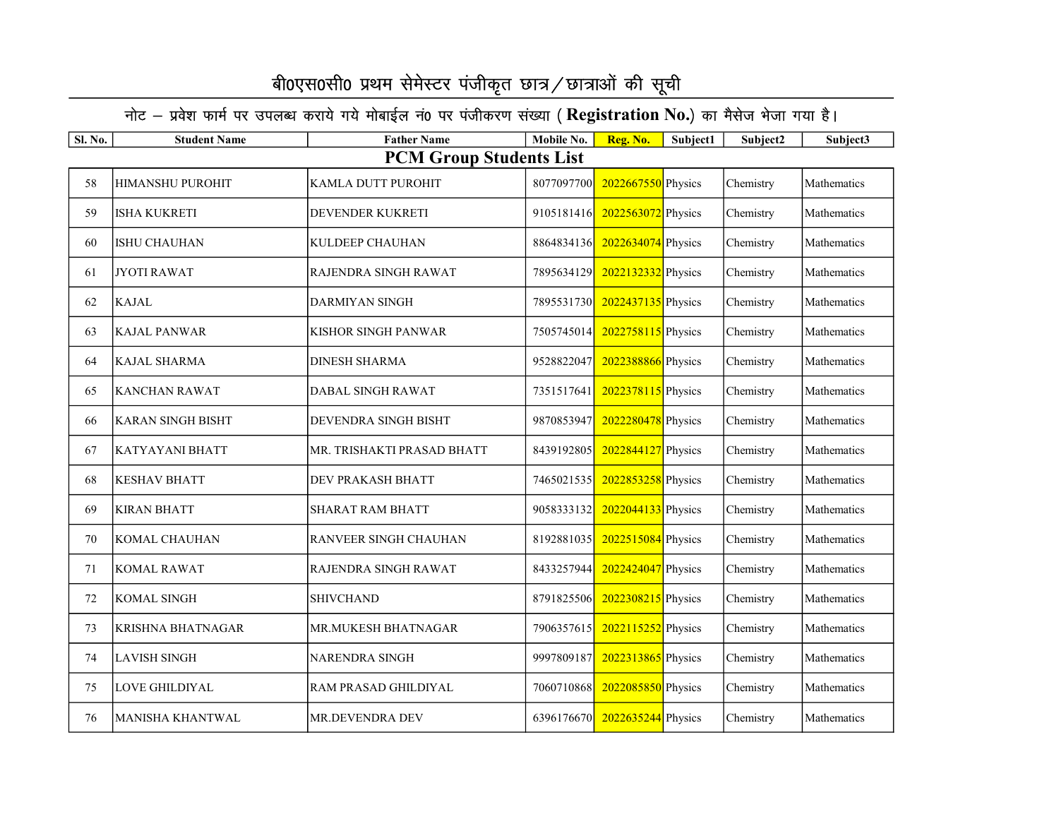# बी0एस0सी0 प्रथम सेमेस्टर पंजीकृत छात्र/छात्राओं की सूची

नोट – प्रवेश फार्म पर उपलब्ध कराये गये मोबाईल नं0 पर पंजीकरण संख्या ( **Registration No.**) का मैसेज भेजा गया है।

| Sl. No. | Student Name | Father Name | Mobile No. | Reg. No. | Subject1 | Subject2 | Subject3 |
|---|---|---|---|---|---|---|---|
| **PCM Group Students List** | | | | | | | |
| 58 | HIMANSHU PUROHIT | KAMLA DUTT PUROHIT | 8077097700 | 2022667550 | Physics | Chemistry | Mathematics |
| 59 | ISHA KUKRETI | DEVENDER KUKRETI | 9105181416 | 2022563072 | Physics | Chemistry | Mathematics |
| 60 | ISHU CHAUHAN | KULDEEP CHAUHAN | 8864834136 | 2022634074 | Physics | Chemistry | Mathematics |
| 61 | JYOTI RAWAT | RAJENDRA SINGH RAWAT | 7895634129 | 2022132332 | Physics | Chemistry | Mathematics |
| 62 | KAJAL | DARMIYAN SINGH | 7895531730 | 2022437135 | Physics | Chemistry | Mathematics |
| 63 | KAJAL PANWAR | KISHOR SINGH PANWAR | 7505745014 | 2022758115 | Physics | Chemistry | Mathematics |
| 64 | KAJAL SHARMA | DINESH SHARMA | 9528822047 | 2022388866 | Physics | Chemistry | Mathematics |
| 65 | KANCHAN RAWAT | DABAL SINGH RAWAT | 7351517641 | 2022378115 | Physics | Chemistry | Mathematics |
| 66 | KARAN SINGH BISHT | DEVENDRA SINGH BISHT | 9870853947 | 2022280478 | Physics | Chemistry | Mathematics |
| 67 | KATYAYANI BHATT | MR. TRISHAKTI PRASAD BHATT | 8439192805 | 2022844127 | Physics | Chemistry | Mathematics |
| 68 | KESHAV BHATT | DEV PRAKASH BHATT | 7465021535 | 2022853258 | Physics | Chemistry | Mathematics |
| 69 | KIRAN BHATT | SHARAT RAM BHATT | 9058333132 | 2022044133 | Physics | Chemistry | Mathematics |
| 70 | KOMAL CHAUHAN | RANVEER SINGH CHAUHAN | 8192881035 | 2022515084 | Physics | Chemistry | Mathematics |
| 71 | KOMAL RAWAT | RAJENDRA SINGH RAWAT | 8433257944 | 2022424047 | Physics | Chemistry | Mathematics |
| 72 | KOMAL SINGH | SHIVCHAND | 8791825506 | 2022308215 | Physics | Chemistry | Mathematics |
| 73 | KRISHNA BHATNAGAR | MR.MUKESH BHATNAGAR | 7906357615 | 2022115252 | Physics | Chemistry | Mathematics |
| 74 | LAVISH SINGH | NARENDRA SINGH | 9997809187 | 2022313865 | Physics | Chemistry | Mathematics |
| 75 | LOVE GHILDIYAL | RAM PRASAD GHILDIYAL | 7060710868 | 2022085850 | Physics | Chemistry | Mathematics |
| 76 | MANISHA KHANTWAL | MR.DEVENDRA DEV | 6396176670 | 2022635244 | Physics | Chemistry | Mathematics |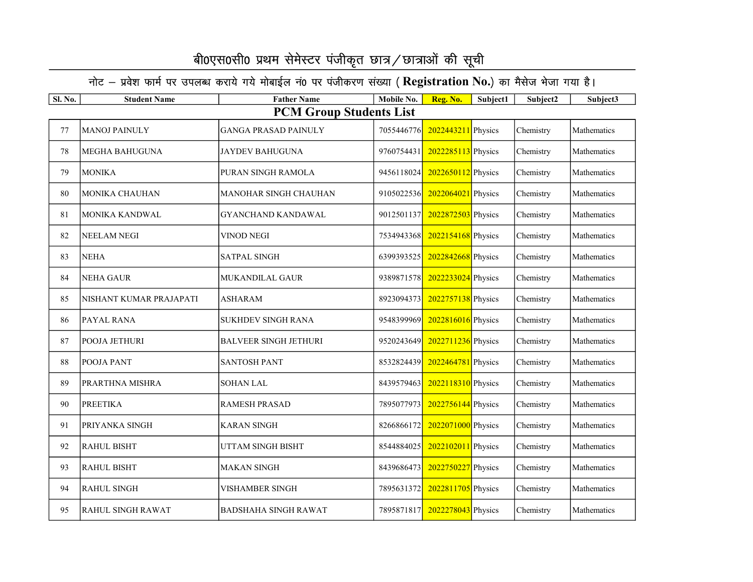# बी०एस०सी० प्रथम सेमेस्टर पंजीकृत छात्र/छात्राओं की सूची

नोट – प्रवेश फार्म पर उपलब्ध कराये गये मोबाईल नं० पर पंजीकरण संख्या ( **Registration No.**) का मैसेज भेजा गया है।

| Sl. No. | Student Name | Father Name | Mobile No. | Reg. No. | Subject1 | Subject2 | Subject3 |
|---|---|---|---|---|---|---|---|
| **PCM Group Students List** | | | | | | | |
| 77 | MANOJ PAINULY | GANGA PRASAD PAINULY | 7055446776 | 2022443211 | Physics | Chemistry | Mathematics |
| 78 | MEGHA BAHUGUNA | JAYDEV BAHUGUNA | 9760754431 | 2022285113 | Physics | Chemistry | Mathematics |
| 79 | MONIKA | PURAN SINGH RAMOLA | 9456118024 | 2022650112 | Physics | Chemistry | Mathematics |
| 80 | MONIKA CHAUHAN | MANOHAR SINGH CHAUHAN | 9105022536 | 2022064021 | Physics | Chemistry | Mathematics |
| 81 | MONIKA KANDWAL | GYANCHAND KANDAWAL | 9012501137 | 2022872503 | Physics | Chemistry | Mathematics |
| 82 | NEELAM NEGI | VINOD NEGI | 7534943368 | 2022154168 | Physics | Chemistry | Mathematics |
| 83 | NEHA | SATPAL SINGH | 6399393525 | 2022842668 | Physics | Chemistry | Mathematics |
| 84 | NEHA GAUR | MUKANDILAL GAUR | 9389871578 | 2022233024 | Physics | Chemistry | Mathematics |
| 85 | NISHANT KUMAR PRAJAPATI | ASHARAM | 8923094373 | 2022757138 | Physics | Chemistry | Mathematics |
| 86 | PAYAL RANA | SUKHDEV SINGH RANA | 9548399969 | 2022816016 | Physics | Chemistry | Mathematics |
| 87 | POOJA JETHURI | BALVEER SINGH JETHURI | 9520243649 | 2022711236 | Physics | Chemistry | Mathematics |
| 88 | POOJA PANT | SANTOSH PANT | 8532824439 | 2022464781 | Physics | Chemistry | Mathematics |
| 89 | PRARTHNA MISHRA | SOHAN LAL | 8439579463 | 2022118310 | Physics | Chemistry | Mathematics |
| 90 | PREETIKA | RAMESH PRASAD | 7895077973 | 2022756144 | Physics | Chemistry | Mathematics |
| 91 | PRIYANKA SINGH | KARAN SINGH | 8266866172 | 2022071000 | Physics | Chemistry | Mathematics |
| 92 | RAHUL BISHT | UTTAM SINGH BISHT | 8544884025 | 2022102011 | Physics | Chemistry | Mathematics |
| 93 | RAHUL BISHT | MAKAN SINGH | 8439686473 | 2022750227 | Physics | Chemistry | Mathematics |
| 94 | RAHUL SINGH | VISHAMBER SINGH | 7895631372 | 2022811705 | Physics | Chemistry | Mathematics |
| 95 | RAHUL SINGH RAWAT | BADSHAHA SINGH RAWAT | 7895871817 | 2022278043 | Physics | Chemistry | Mathematics |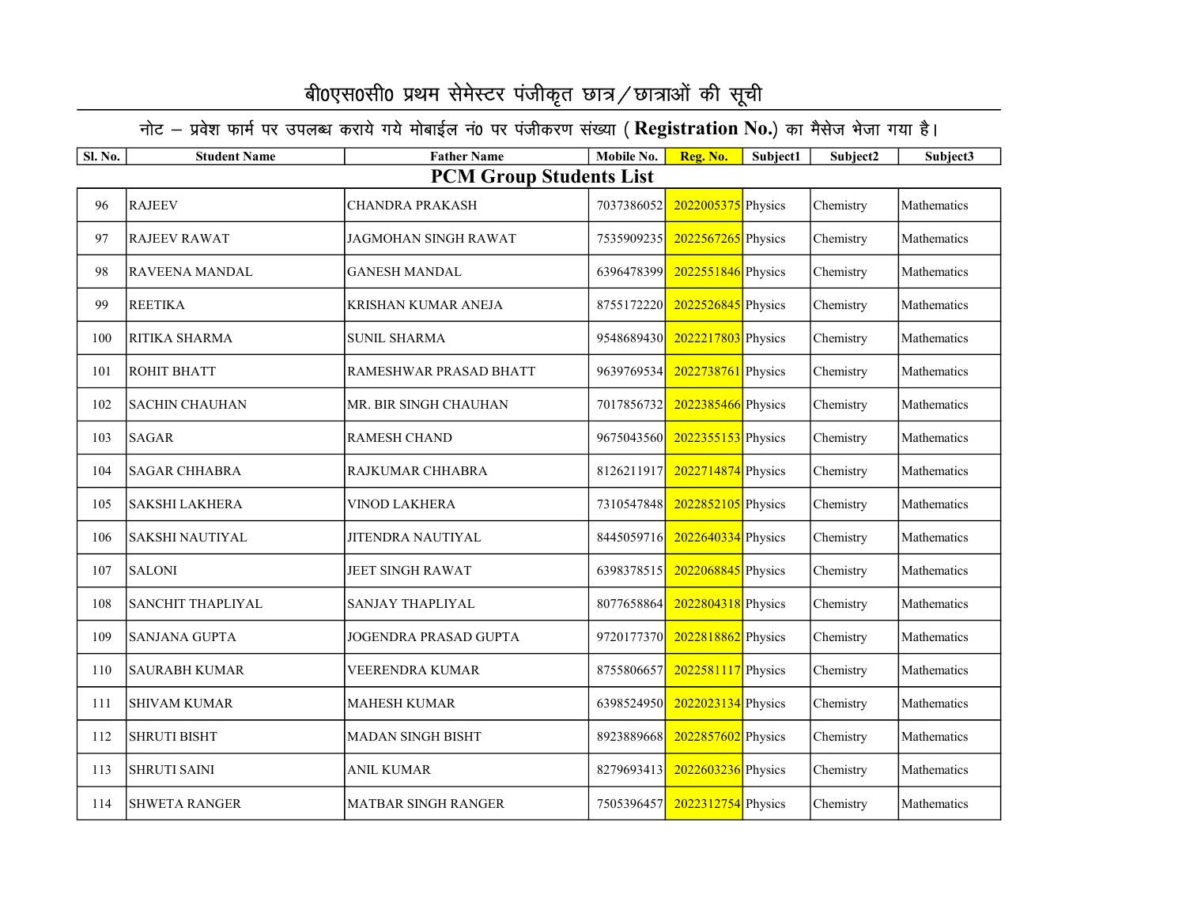# बी0एस0सी0 प्रथम सेमेस्टर पंजीकृत छात्र/छात्राओं की सूची

नोट – प्रवेश फार्म पर उपलब्ध कराये गये मोबाईल नं0 पर पंजीकरण संख्या ( **Registration No.**) का मैसेज भेजा गया है।

| Sl. No. | Student Name | Father Name | Mobile No. | Reg. No. | Subject1 | Subject2 | Subject3 |
|---|---|---|---|---|---|---|---|
| **PCM Group Students List** | | | | | | | |
| 96 | RAJEEV | CHANDRA PRAKASH | 7037386052 | 2022005375 | Physics | Chemistry | Mathematics |
| 97 | RAJEEV RAWAT | JAGMOHAN SINGH RAWAT | 7535909235 | 2022567265 | Physics | Chemistry | Mathematics |
| 98 | RAVEENA MANDAL | GANESH MANDAL | 6396478399 | 2022551846 | Physics | Chemistry | Mathematics |
| 99 | REETIKA | KRISHAN KUMAR ANEJA | 8755172220 | 2022526845 | Physics | Chemistry | Mathematics |
| 100 | RITIKA SHARMA | SUNIL SHARMA | 9548689430 | 2022217803 | Physics | Chemistry | Mathematics |
| 101 | ROHIT BHATT | RAMESHWAR PRASAD BHATT | 9639769534 | 2022738761 | Physics | Chemistry | Mathematics |
| 102 | SACHIN CHAUHAN | MR. BIR SINGH CHAUHAN | 7017856732 | 2022385466 | Physics | Chemistry | Mathematics |
| 103 | SAGAR | RAMESH CHAND | 9675043560 | 2022355153 | Physics | Chemistry | Mathematics |
| 104 | SAGAR CHHABRA | RAJKUMAR CHHABRA | 8126211917 | 2022714874 | Physics | Chemistry | Mathematics |
| 105 | SAKSHI LAKHERA | VINOD LAKHERA | 7310547848 | 2022852105 | Physics | Chemistry | Mathematics |
| 106 | SAKSHI NAUTIYAL | JITENDRA NAUTIYAL | 8445059716 | 2022640334 | Physics | Chemistry | Mathematics |
| 107 | SALONI | JEET SINGH RAWAT | 6398378515 | 2022068845 | Physics | Chemistry | Mathematics |
| 108 | SANCHIT THAPLIYAL | SANJAY THAPLIYAL | 8077658864 | 2022804318 | Physics | Chemistry | Mathematics |
| 109 | SANJANA GUPTA | JOGENDRA PRASAD GUPTA | 9720177370 | 2022818862 | Physics | Chemistry | Mathematics |
| 110 | SAURABH KUMAR | VEERENDRA KUMAR | 8755806657 | 2022581117 | Physics | Chemistry | Mathematics |
| 111 | SHIVAM KUMAR | MAHESH KUMAR | 6398524950 | 2022023134 | Physics | Chemistry | Mathematics |
| 112 | SHRUTI BISHT | MADAN SINGH BISHT | 8923889668 | 2022857602 | Physics | Chemistry | Mathematics |
| 113 | SHRUTI SAINI | ANIL KUMAR | 8279693413 | 2022603236 | Physics | Chemistry | Mathematics |
| 114 | SHWETA RANGER | MATBAR SINGH RANGER | 7505396457 | 2022312754 | Physics | Chemistry | Mathematics |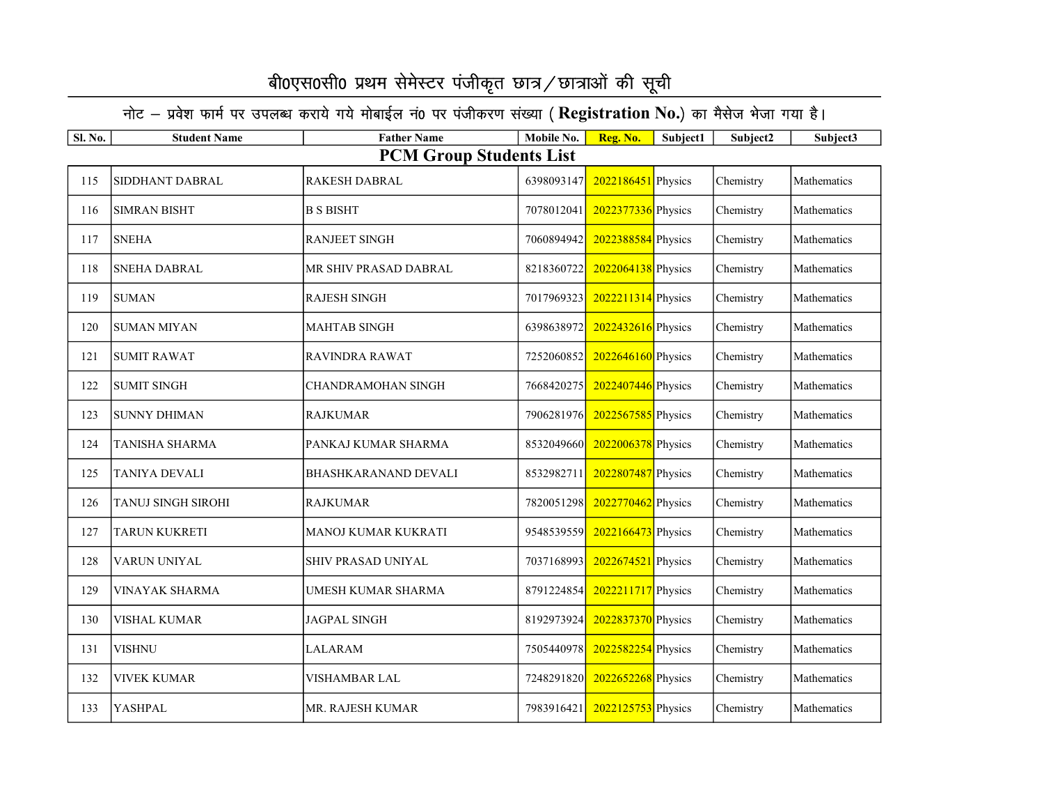# बी0एस0सी0 प्रथम सेमेस्टर पंजीकृत छात्र/छात्राओं की सूची

नोट – प्रवेश फार्म पर उपलब्ध कराये गये मोबाईल नं0 पर पंजीकरण संख्या ( **Registration No.**) का मैसेज भेजा गया है।

## PCM Group Students List

| Sl. No. | Student Name | Father Name | Mobile No. | Reg. No. | Subject1 | Subject2 | Subject3 |
|---|---|---|---|---|---|---|---|
| 115 | SIDDHANT DABRAL | RAKESH DABRAL | 6398093147 | 2022186451 | Physics | Chemistry | Mathematics |
| 116 | SIMRAN BISHT | B S BISHT | 7078012041 | 2022377336 | Physics | Chemistry | Mathematics |
| 117 | SNEHA | RANJEET SINGH | 7060894942 | 2022388584 | Physics | Chemistry | Mathematics |
| 118 | SNEHA DABRAL | MR SHIV PRASAD DABRAL | 8218360722 | 2022064138 | Physics | Chemistry | Mathematics |
| 119 | SUMAN | RAJESH SINGH | 7017969323 | 2022211314 | Physics | Chemistry | Mathematics |
| 120 | SUMAN MIYAN | MAHTAB SINGH | 6398638972 | 2022432616 | Physics | Chemistry | Mathematics |
| 121 | SUMIT RAWAT | RAVINDRA RAWAT | 7252060852 | 2022646160 | Physics | Chemistry | Mathematics |
| 122 | SUMIT SINGH | CHANDRAMOHAN SINGH | 7668420275 | 2022407446 | Physics | Chemistry | Mathematics |
| 123 | SUNNY DHIMAN | RAJKUMAR | 7906281976 | 2022567585 | Physics | Chemistry | Mathematics |
| 124 | TANISHA SHARMA | PANKAJ KUMAR SHARMA | 8532049660 | 2022006378 | Physics | Chemistry | Mathematics |
| 125 | TANIYA DEVALI | BHASHKARANAND DEVALI | 8532982711 | 2022807487 | Physics | Chemistry | Mathematics |
| 126 | TANUJ SINGH SIROHI | RAJKUMAR | 7820051298 | 2022770462 | Physics | Chemistry | Mathematics |
| 127 | TARUN KUKRETI | MANOJ KUMAR KUKRATI | 9548539559 | 2022166473 | Physics | Chemistry | Mathematics |
| 128 | VARUN UNIYAL | SHIV PRASAD UNIYAL | 7037168993 | 2022674521 | Physics | Chemistry | Mathematics |
| 129 | VINAYAK SHARMA | UMESH KUMAR SHARMA | 8791224854 | 2022211717 | Physics | Chemistry | Mathematics |
| 130 | VISHAL KUMAR | JAGPAL SINGH | 8192973924 | 2022837370 | Physics | Chemistry | Mathematics |
| 131 | VISHNU | LALARAM | 7505440978 | 2022582254 | Physics | Chemistry | Mathematics |
| 132 | VIVEK KUMAR | VISHAMBAR LAL | 7248291820 | 2022652268 | Physics | Chemistry | Mathematics |
| 133 | YASHPAL | MR. RAJESH KUMAR | 7983916421 | 2022125753 | Physics | Chemistry | Mathematics |